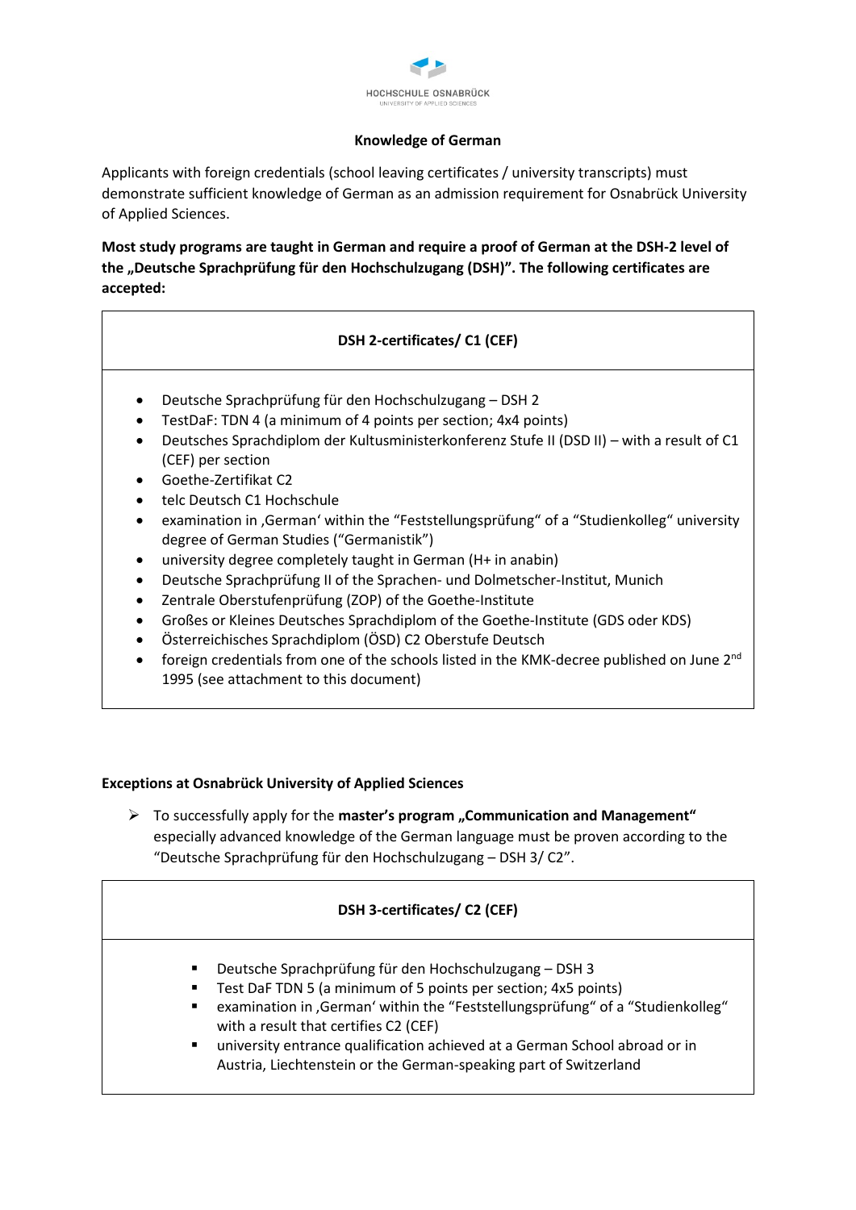HOCHSCHULE OSNABRÜCK
UNIVERSITY OF APPLIED SCIENCES

## Knowledge of German

Applicants with foreign credentials (school leaving certificates / university transcripts) must demonstrate sufficient knowledge of German as an admission requirement for Osnabrück University of Applied Sciences.

**Most study programs are taught in German and require a proof of German at the DSH-2 level of the „Deutsche Sprachprüfung für den Hochschulzugang (DSH)". The following certificates are accepted:**

| DSH 2-certificates/ C1 (CEF) |
| --- |
| • Deutsche Sprachprüfung für den Hochschulzugang – DSH 2<br>• TestDaF: TDN 4 (a minimum of 4 points per section; 4x4 points)<br>• Deutsches Sprachdiplom der Kultusministerkonferenz Stufe II (DSD II) – with a result of C1 (CEF) per section<br>• Goethe-Zertifikat C2<br>• telc Deutsch C1 Hochschule<br>• examination in ‚German' within the "Feststellungsprüfung" of a "Studienkolleg" university degree of German Studies ("Germanistik")<br>• university degree completely taught in German (H+ in anabin)<br>• Deutsche Sprachprüfung II of the Sprachen- und Dolmetscher-Institut, Munich<br>• Zentrale Oberstufenprüfung (ZOP) of the Goethe-Institute<br>• Großes or Kleines Deutsches Sprachdiplom of the Goethe-Institute (GDS oder KDS)<br>• Österreichisches Sprachdiplom (ÖSD) C2 Oberstufe Deutsch<br>• foreign credentials from one of the schools listed in the KMK-decree published on June 2nd 1995 (see attachment to this document) |

**Exceptions at Osnabrück University of Applied Sciences**

- To successfully apply for the **master's program „Communication and Management"** especially advanced knowledge of the German language must be proven according to the "Deutsche Sprachprüfung für den Hochschulzugang – DSH 3/ C2".

| DSH 3-certificates/ C2 (CEF) |
| --- |
| ▪ Deutsche Sprachprüfung für den Hochschulzugang – DSH 3<br>▪ Test DaF TDN 5 (a minimum of 5 points per section; 4x5 points)<br>▪ examination in ‚German' within the "Feststellungsprüfung" of a "Studienkolleg" with a result that certifies C2 (CEF)<br>▪ university entrance qualification achieved at a German School abroad or in Austria, Liechtenstein or the German-speaking part of Switzerland |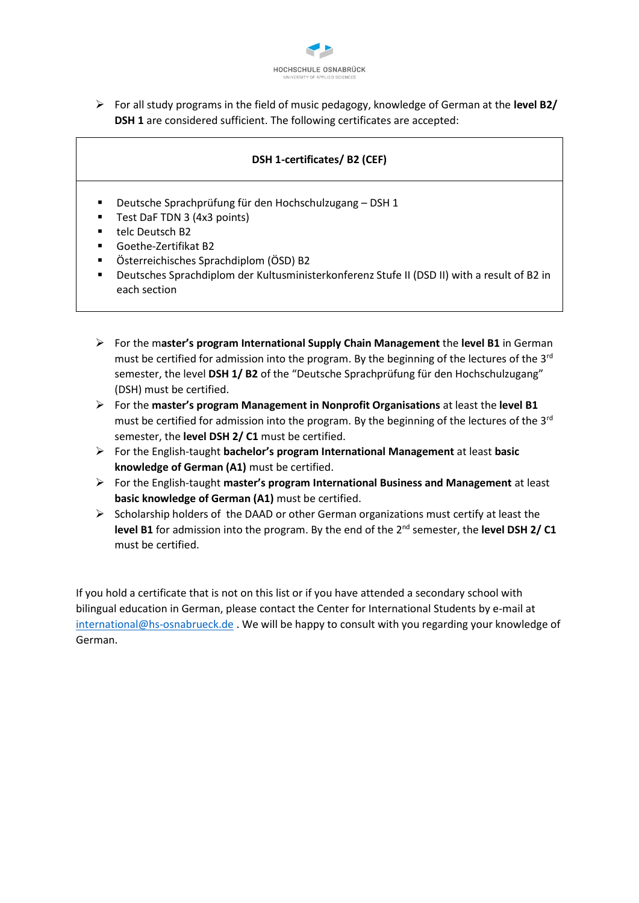- For all study programs in the field of music pedagogy, knowledge of German at the **level B2/ DSH 1** are considered sufficient. The following certificates are accepted:

| **DSH 1-certificates/ B2 (CEF)** |
| --- |
| ▪ Deutsche Sprachprüfung für den Hochschulzugang – DSH 1<br>▪ Test DaF TDN 3 (4x3 points)<br>▪ telc Deutsch B2<br>▪ Goethe-Zertifikat B2<br>▪ Österreichisches Sprachdiplom (ÖSD) B2<br>▪ Deutsches Sprachdiplom der Kultusministerkonferenz Stufe II (DSD II) with a result of B2 in each section |

- For the m**aster's program International Supply Chain Management** the **level B1** in German must be certified for admission into the program. By the beginning of the lectures of the 3rd semester, the level **DSH 1/ B2** of the "Deutsche Sprachprüfung für den Hochschulzugang" (DSH) must be certified.
- For the **master's program Management in Nonprofit Organisations** at least the **level B1** must be certified for admission into the program. By the beginning of the lectures of the 3rd semester, the **level DSH 2/ C1** must be certified.
- For the English-taught **bachelor's program International Management** at least **basic knowledge of German (A1)** must be certified.
- For the English-taught **master's program International Business and Management** at least **basic knowledge of German (A1)** must be certified.
- Scholarship holders of the DAAD or other German organizations must certify at least the **level B1** for admission into the program. By the end of the 2nd semester, the **level DSH 2/ C1** must be certified.

If you hold a certificate that is not on this list or if you have attended a secondary school with bilingual education in German, please contact the Center for International Students by e-mail at international@hs-osnabrueck.de . We will be happy to consult with you regarding your knowledge of German.